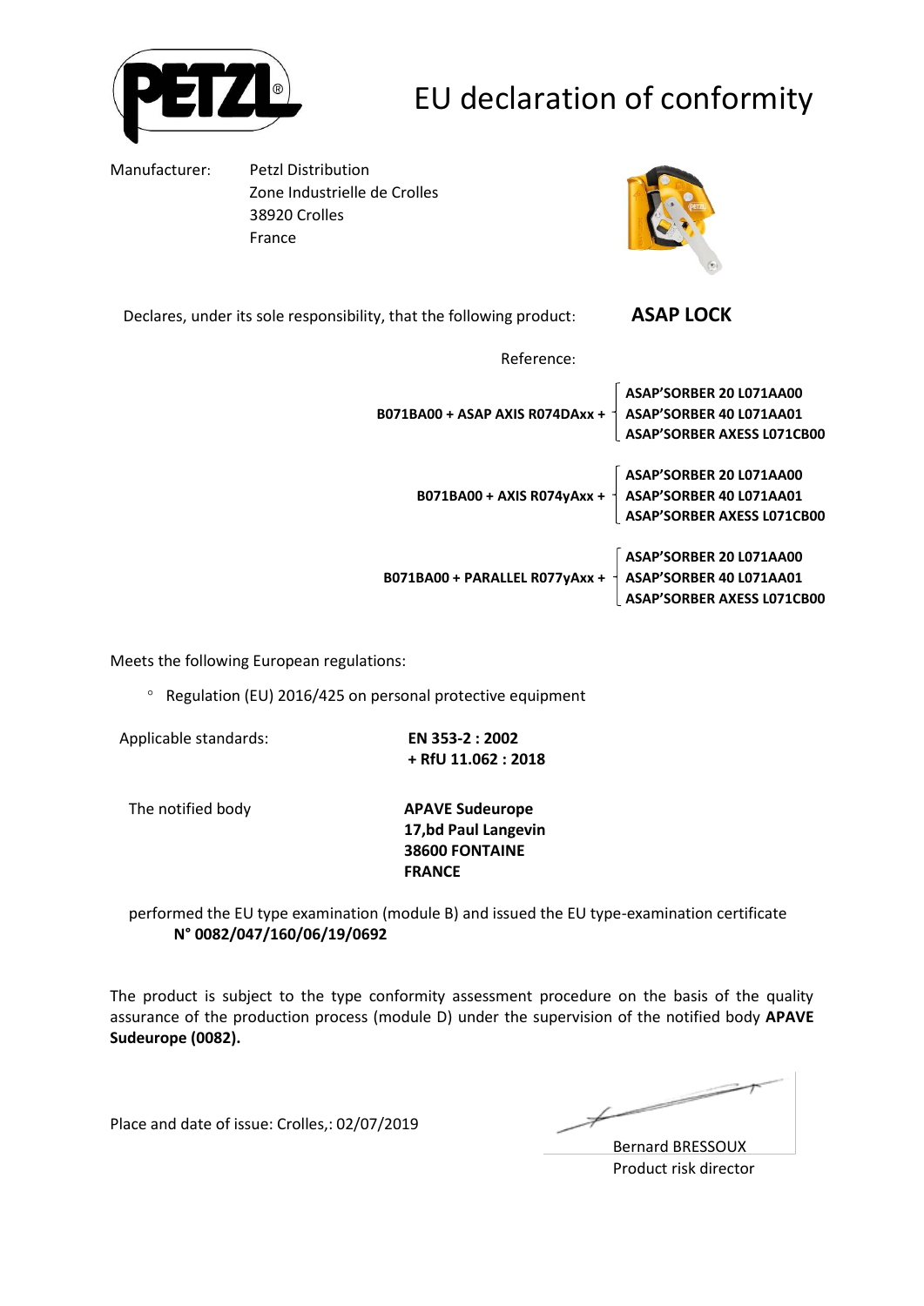# EU declaration of conformity

Manufacturer: Petzl Distribution
Zone Industrielle de Crolles
38920 Crolles
France

Declares, under its sole responsibility, that the following product: **ASAP LOCK**

Reference:

| | |
|---|---|
| **B071BA00 + ASAP AXIS R074DAxx +** | **ASAP'SORBER 20 L071AA00**<br>**ASAP'SORBER 40 L071AA01**<br>**ASAP'SORBER AXESS L071CB00** |
| **B071BA00 + AXIS R074yAxx +** | **ASAP'SORBER 20 L071AA00**<br>**ASAP'SORBER 40 L071AA01**<br>**ASAP'SORBER AXESS L071CB00** |
| **B071BA00 + PARALLEL R077yAxx +** | **ASAP'SORBER 20 L071AA00**<br>**ASAP'SORBER 40 L071AA01**<br>**ASAP'SORBER AXESS L071CB00** |

Meets the following European regulations:

- Regulation (EU) 2016/425 on personal protective equipment

Applicable standards: **EN 353-2 : 2002**
**+ RfU 11.062 : 2018**

The notified body **APAVE Sudeurope**
**17,bd Paul Langevin**
**38600 FONTAINE**
**FRANCE**

performed the EU type examination (module B) and issued the EU type-examination certificate
**N° 0082/047/160/06/19/0692**

The product is subject to the type conformity assessment procedure on the basis of the quality assurance of the production process (module D) under the supervision of the notified body **APAVE Sudeurope (0082).**

Place and date of issue: Crolles,: 02/07/2019

Bernard BRESSOUX
Product risk director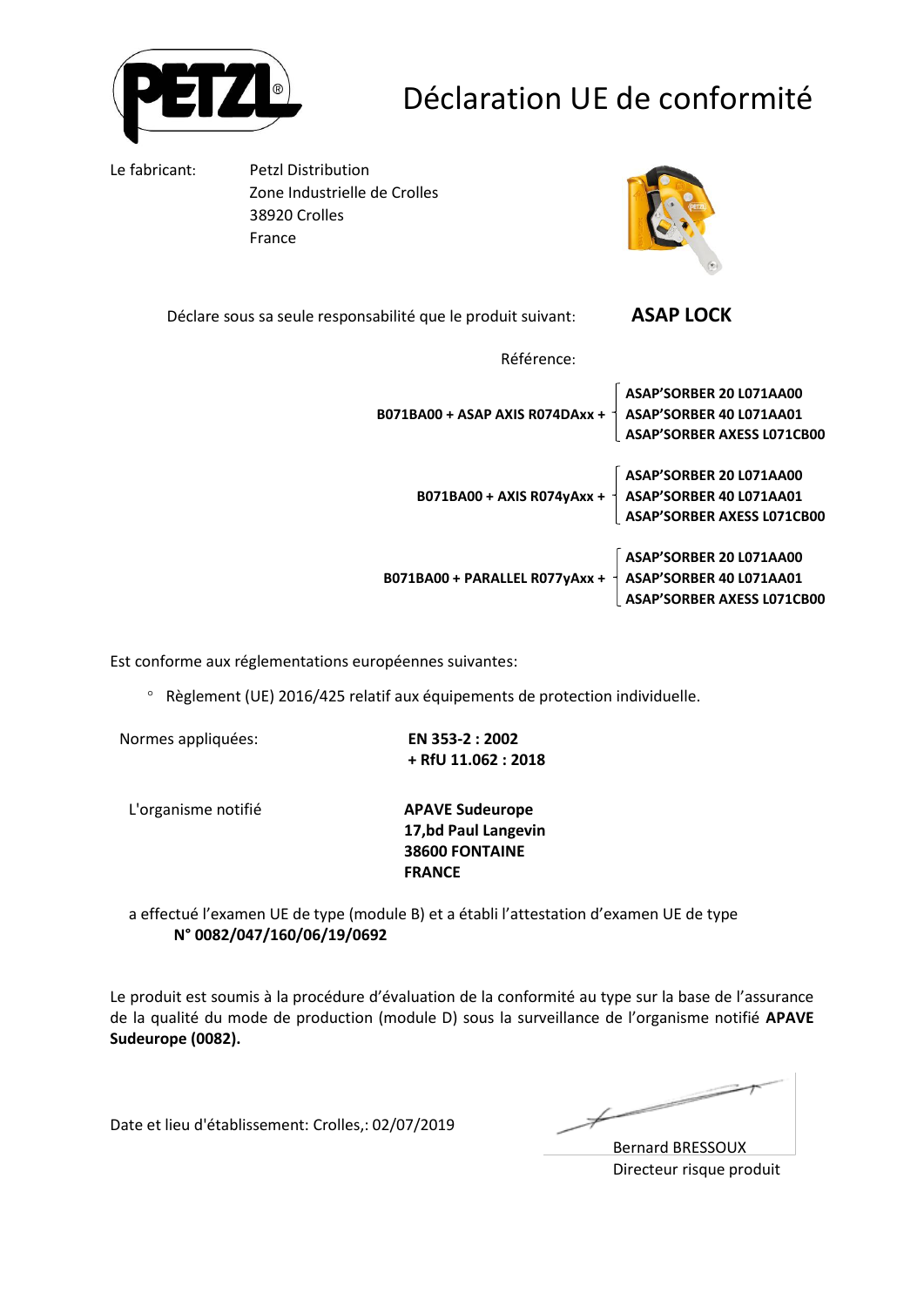# Déclaration UE de conformité

Le fabricant: Petzl Distribution
Zone Industrielle de Crolles
38920 Crolles
France

Déclare sous sa seule responsabilité que le produit suivant: **ASAP LOCK**

Référence:

| | |
|---|---|
| **B071BA00 + ASAP AXIS R074DAxx +** | **ASAP'SORBER 20 L071AA00**<br>**ASAP'SORBER 40 L071AA01**<br>**ASAP'SORBER AXESS L071CB00** |
| **B071BA00 + AXIS R074yAxx +** | **ASAP'SORBER 20 L071AA00**<br>**ASAP'SORBER 40 L071AA01**<br>**ASAP'SORBER AXESS L071CB00** |
| **B071BA00 + PARALLEL R077yAxx +** | **ASAP'SORBER 20 L071AA00**<br>**ASAP'SORBER 40 L071AA01**<br>**ASAP'SORBER AXESS L071CB00** |

Est conforme aux réglementations européennes suivantes:

- Règlement (UE) 2016/425 relatif aux équipements de protection individuelle.

Normes appliquées: **EN 353-2 : 2002**
**+ RfU 11.062 : 2018**

L'organisme notifié **APAVE Sudeurope**
**17,bd Paul Langevin**
**38600 FONTAINE**
**FRANCE**

a effectué l'examen UE de type (module B) et a établi l'attestation d'examen UE de type
**N° 0082/047/160/06/19/0692**

Le produit est soumis à la procédure d'évaluation de la conformité au type sur la base de l'assurance de la qualité du mode de production (module D) sous la surveillance de l'organisme notifié **APAVE Sudeurope (0082).**

Date et lieu d'établissement: Crolles,: 02/07/2019

Bernard BRESSOUX
Directeur risque produit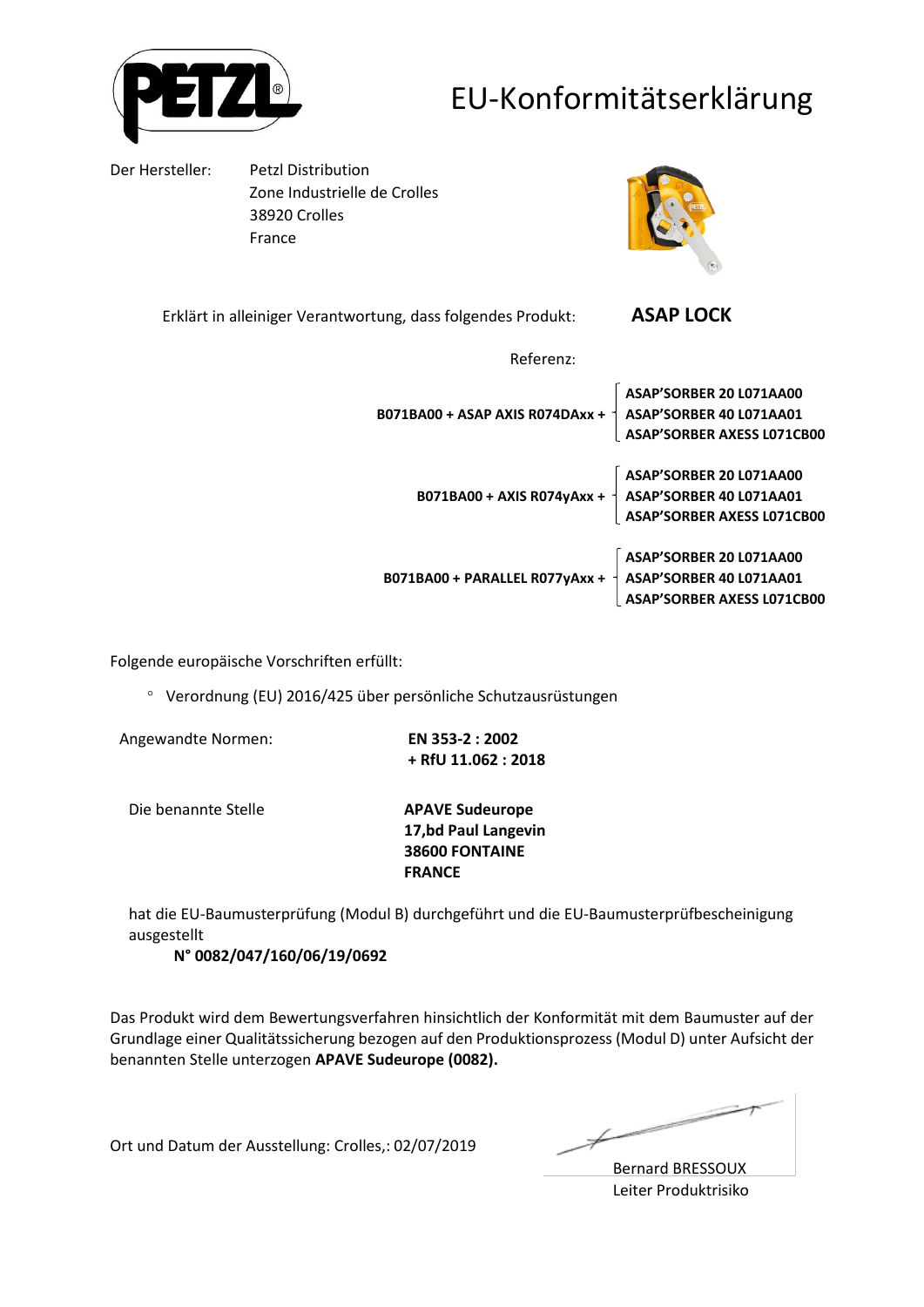PETZL®

# EU-Konformitätserklärung

Der Hersteller: Petzl Distribution
Zone Industrielle de Crolles
38920 Crolles
France

Erklärt in alleiniger Verantwortung, dass folgendes Produkt: **ASAP LOCK**

Referenz:

| | |
|---|---|
| **B071BA00 + ASAP AXIS R074DAxx +** | **ASAP'SORBER 20 L071AA00**<br>**ASAP'SORBER 40 L071AA01**<br>**ASAP'SORBER AXESS L071CB00** |
| **B071BA00 + AXIS R074yAxx +** | **ASAP'SORBER 20 L071AA00**<br>**ASAP'SORBER 40 L071AA01**<br>**ASAP'SORBER AXESS L071CB00** |
| **B071BA00 + PARALLEL R077yAxx +** | **ASAP'SORBER 20 L071AA00**<br>**ASAP'SORBER 40 L071AA01**<br>**ASAP'SORBER AXESS L071CB00** |

Folgende europäische Vorschriften erfüllt:

- Verordnung (EU) 2016/425 über persönliche Schutzausrüstungen

Angewandte Normen: **EN 353-2 : 2002**
**+ RfU 11.062 : 2018**

Die benannte Stelle **APAVE Sudeurope**
**17,bd Paul Langevin**
**38600 FONTAINE**
**FRANCE**

hat die EU-Baumusterprüfung (Modul B) durchgeführt und die EU-Baumusterprüfbescheinigung ausgestellt
**N° 0082/047/160/06/19/0692**

Das Produkt wird dem Bewertungsverfahren hinsichtlich der Konformität mit dem Baumuster auf der Grundlage einer Qualitätssicherung bezogen auf den Produktionsprozess (Modul D) unter Aufsicht der benannten Stelle unterzogen **APAVE Sudeurope (0082).**

Ort und Datum der Ausstellung: Crolles,: 02/07/2019

Bernard BRESSOUX
Leiter Produktrisiko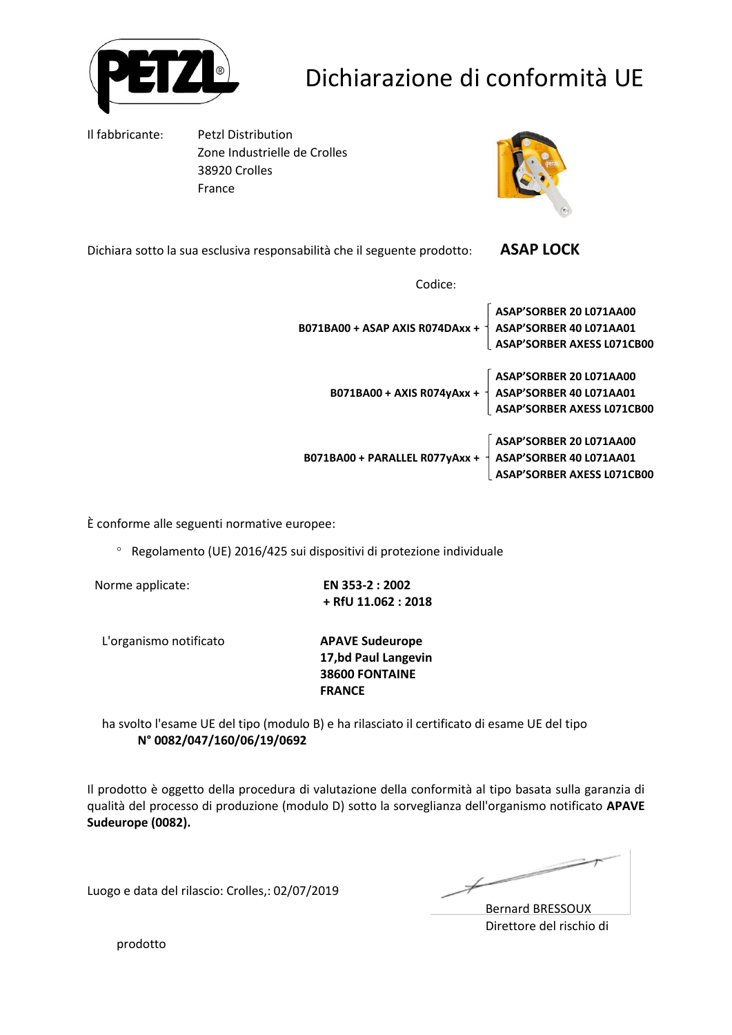# Dichiarazione di conformità UE

Il fabbricante: Petzl Distribution
Zone Industrielle de Crolles
38920 Crolles
France

Dichiara sotto la sua esclusiva responsabilità che il seguente prodotto: **ASAP LOCK**

Codice:

| | |
|---|---|
| **B071BA00 + ASAP AXIS R074DAxx +** | **ASAP'SORBER 20 L071AA00**<br>**ASAP'SORBER 40 L071AA01**<br>**ASAP'SORBER AXESS L071CB00** |
| **B071BA00 + AXIS R074yAxx +** | **ASAP'SORBER 20 L071AA00**<br>**ASAP'SORBER 40 L071AA01**<br>**ASAP'SORBER AXESS L071CB00** |
| **B071BA00 + PARALLEL R077yAxx +** | **ASAP'SORBER 20 L071AA00**<br>**ASAP'SORBER 40 L071AA01**<br>**ASAP'SORBER AXESS L071CB00** |

È conforme alle seguenti normative europee:

- Regolamento (UE) 2016/425 sui dispositivi di protezione individuale

Norme applicate: **EN 353-2 : 2002**
**+ RfU 11.062 : 2018**

L'organismo notificato **APAVE Sudeurope**
**17,bd Paul Langevin**
**38600 FONTAINE**
**FRANCE**

ha svolto l'esame UE del tipo (modulo B) e ha rilasciato il certificato di esame UE del tipo
**N° 0082/047/160/06/19/0692**

Il prodotto è oggetto della procedura di valutazione della conformità al tipo basata sulla garanzia di qualità del processo di produzione (modulo D) sotto la sorveglianza dell'organismo notificato **APAVE Sudeurope (0082).**

Luogo e data del rilascio: Crolles,: 02/07/2019

Bernard BRESSOUX
Direttore del rischio di prodotto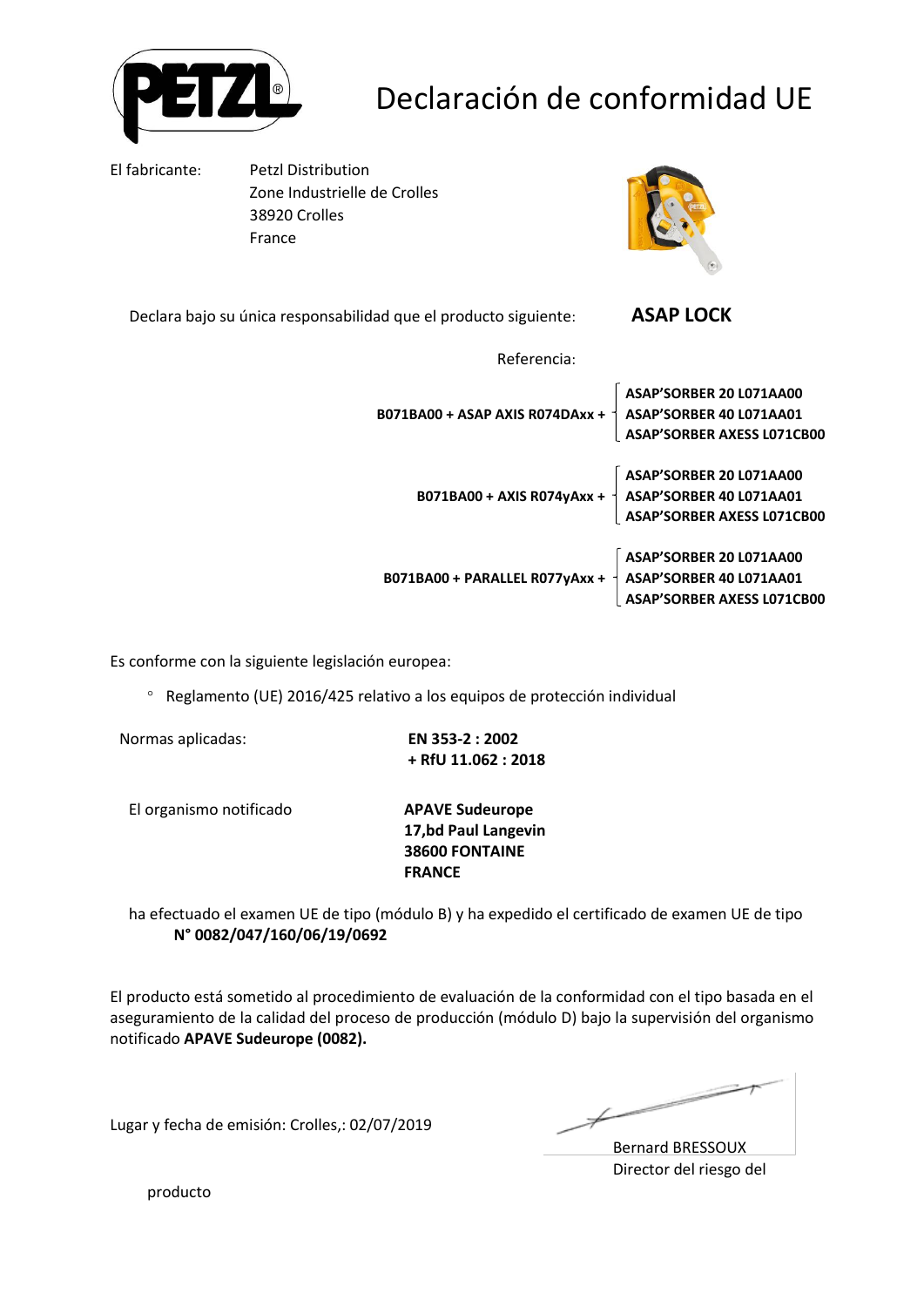PETZL®

# Declaración de conformidad UE

El fabricante: Petzl Distribution
Zone Industrielle de Crolles
38920 Crolles
France

Declara bajo su única responsabilidad que el producto siguiente: **ASAP LOCK**

Referencia:

**B071BA00 + ASAP AXIS R074DAxx +**
- **ASAP'SORBER 20 L071AA00**
- **ASAP'SORBER 40 L071AA01**
- **ASAP'SORBER AXESS L071CB00**

**B071BA00 + AXIS R074yAxx +**
- **ASAP'SORBER 20 L071AA00**
- **ASAP'SORBER 40 L071AA01**
- **ASAP'SORBER AXESS L071CB00**

**B071BA00 + PARALLEL R077yAxx +**
- **ASAP'SORBER 20 L071AA00**
- **ASAP'SORBER 40 L071AA01**
- **ASAP'SORBER AXESS L071CB00**

Es conforme con la siguiente legislación europea:

- Reglamento (UE) 2016/425 relativo a los equipos de protección individual

Normas aplicadas: **EN 353-2 : 2002**
**+ RfU 11.062 : 2018**

El organismo notificado **APAVE Sudeurope**
**17,bd Paul Langevin**
**38600 FONTAINE**
**FRANCE**

ha efectuado el examen UE de tipo (módulo B) y ha expedido el certificado de examen UE de tipo **N° 0082/047/160/06/19/0692**

El producto está sometido al procedimiento de evaluación de la conformidad con el tipo basada en el aseguramiento de la calidad del proceso de producción (módulo D) bajo la supervisión del organismo notificado **APAVE Sudeurope (0082).**

Lugar y fecha de emisión: Crolles,: 02/07/2019

Bernard BRESSOUX
Director del riesgo del producto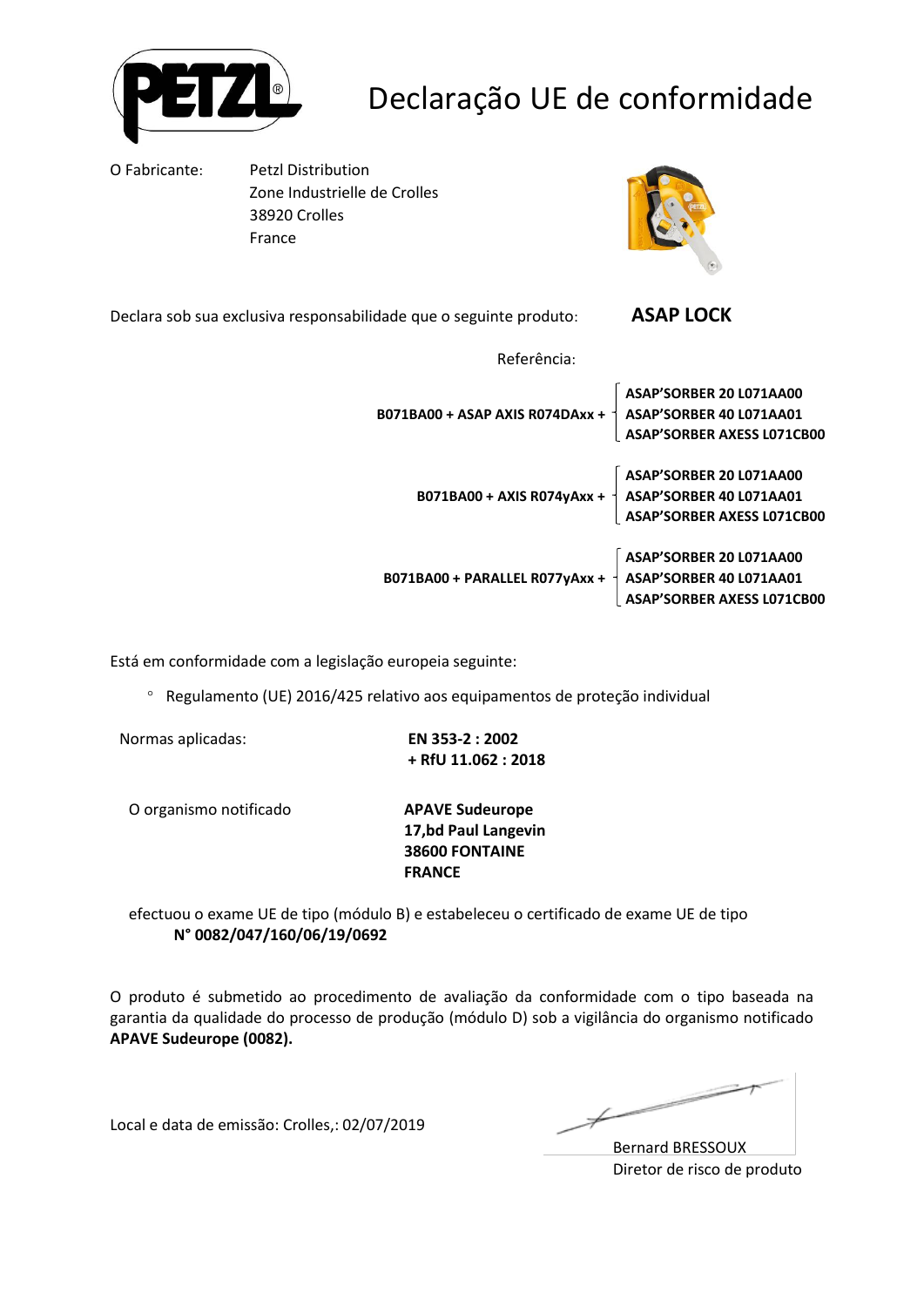# Declaração UE de conformidade

O Fabricante: Petzl Distribution
Zone Industrielle de Crolles
38920 Crolles
France

Declara sob sua exclusiva responsabilidade que o seguinte produto: **ASAP LOCK**

Referência:

| | |
|---|---|
| **B071BA00 + ASAP AXIS R074DAxx +** | **ASAP'SORBER 20 L071AA00**<br>**ASAP'SORBER 40 L071AA01**<br>**ASAP'SORBER AXESS L071CB00** |
| **B071BA00 + AXIS R074yAxx +** | **ASAP'SORBER 20 L071AA00**<br>**ASAP'SORBER 40 L071AA01**<br>**ASAP'SORBER AXESS L071CB00** |
| **B071BA00 + PARALLEL R077yAxx +** | **ASAP'SORBER 20 L071AA00**<br>**ASAP'SORBER 40 L071AA01**<br>**ASAP'SORBER AXESS L071CB00** |

Está em conformidade com a legislação europeia seguinte:

- Regulamento (UE) 2016/425 relativo aos equipamentos de proteção individual

Normas aplicadas: **EN 353-2 : 2002**
**+ RfU 11.062 : 2018**

O organismo notificado **APAVE Sudeurope**
**17,bd Paul Langevin**
**38600 FONTAINE**
**FRANCE**

efectuou o exame UE de tipo (módulo B) e estabeleceu o certificado de exame UE de tipo
**N° 0082/047/160/06/19/0692**

O produto é submetido ao procedimento de avaliação da conformidade com o tipo baseada na garantia da qualidade do processo de produção (módulo D) sob a vigilância do organismo notificado **APAVE Sudeurope (0082).**

Local e data de emissão: Crolles,: 02/07/2019

Bernard BRESSOUX
Diretor de risco de produto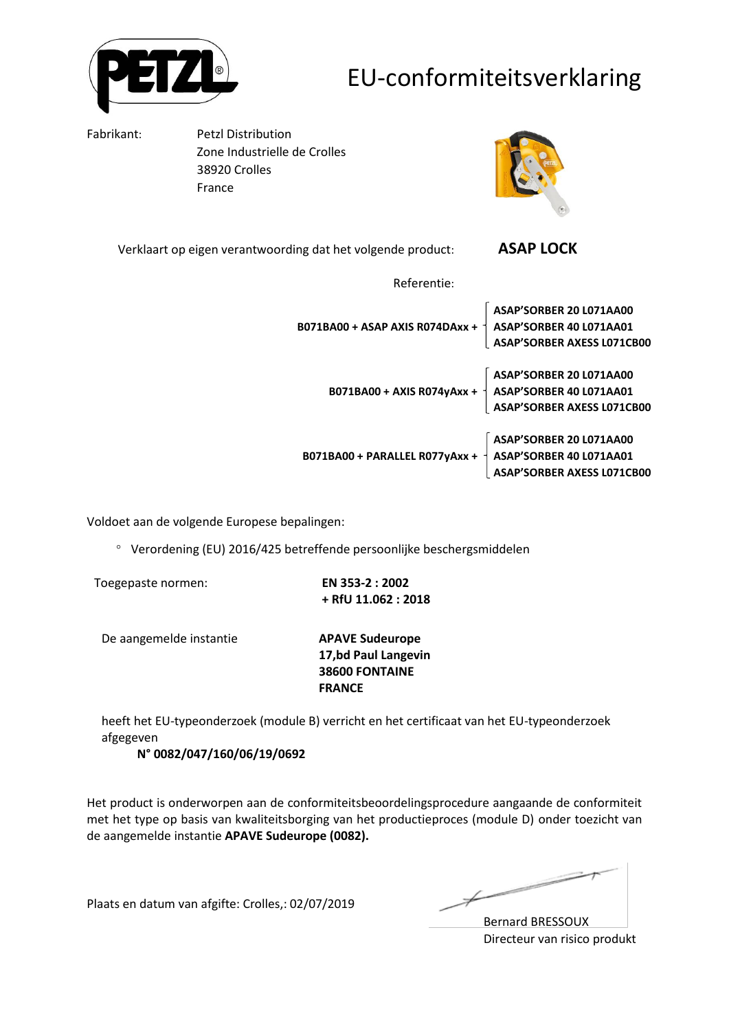# EU-conformiteitsverklaring

Fabrikant: Petzl Distribution
Zone Industrielle de Crolles
38920 Crolles
France

Verklaart op eigen verantwoording dat het volgende product: **ASAP LOCK**

Referentie:

| | |
|---|---|
| **B071BA00 + ASAP AXIS R074DAxx +** | **ASAP'SORBER 20 L071AA00**<br>**ASAP'SORBER 40 L071AA01**<br>**ASAP'SORBER AXESS L071CB00** |
| **B071BA00 + AXIS R074yAxx +** | **ASAP'SORBER 20 L071AA00**<br>**ASAP'SORBER 40 L071AA01**<br>**ASAP'SORBER AXESS L071CB00** |
| **B071BA00 + PARALLEL R077yAxx +** | **ASAP'SORBER 20 L071AA00**<br>**ASAP'SORBER 40 L071AA01**<br>**ASAP'SORBER AXESS L071CB00** |

Voldoet aan de volgende Europese bepalingen:

- Verordening (EU) 2016/425 betreffende persoonlijke beschergsmiddelen

Toegepaste normen: **EN 353-2 : 2002**
**+ RfU 11.062 : 2018**

De aangemelde instantie **APAVE Sudeurope**
**17,bd Paul Langevin**
**38600 FONTAINE**
**FRANCE**

heeft het EU-typeonderzoek (module B) verricht en het certificaat van het EU-typeonderzoek afgegeven
**N° 0082/047/160/06/19/0692**

Het product is onderworpen aan de conformiteitsbeoordelingsprocedure aangaande de conformiteit met het type op basis van kwaliteitsborging van het productieproces (module D) onder toezicht van de aangemelde instantie **APAVE Sudeurope (0082).**

Plaats en datum van afgifte: Crolles,: 02/07/2019

Bernard BRESSOUX
Directeur van risico produkt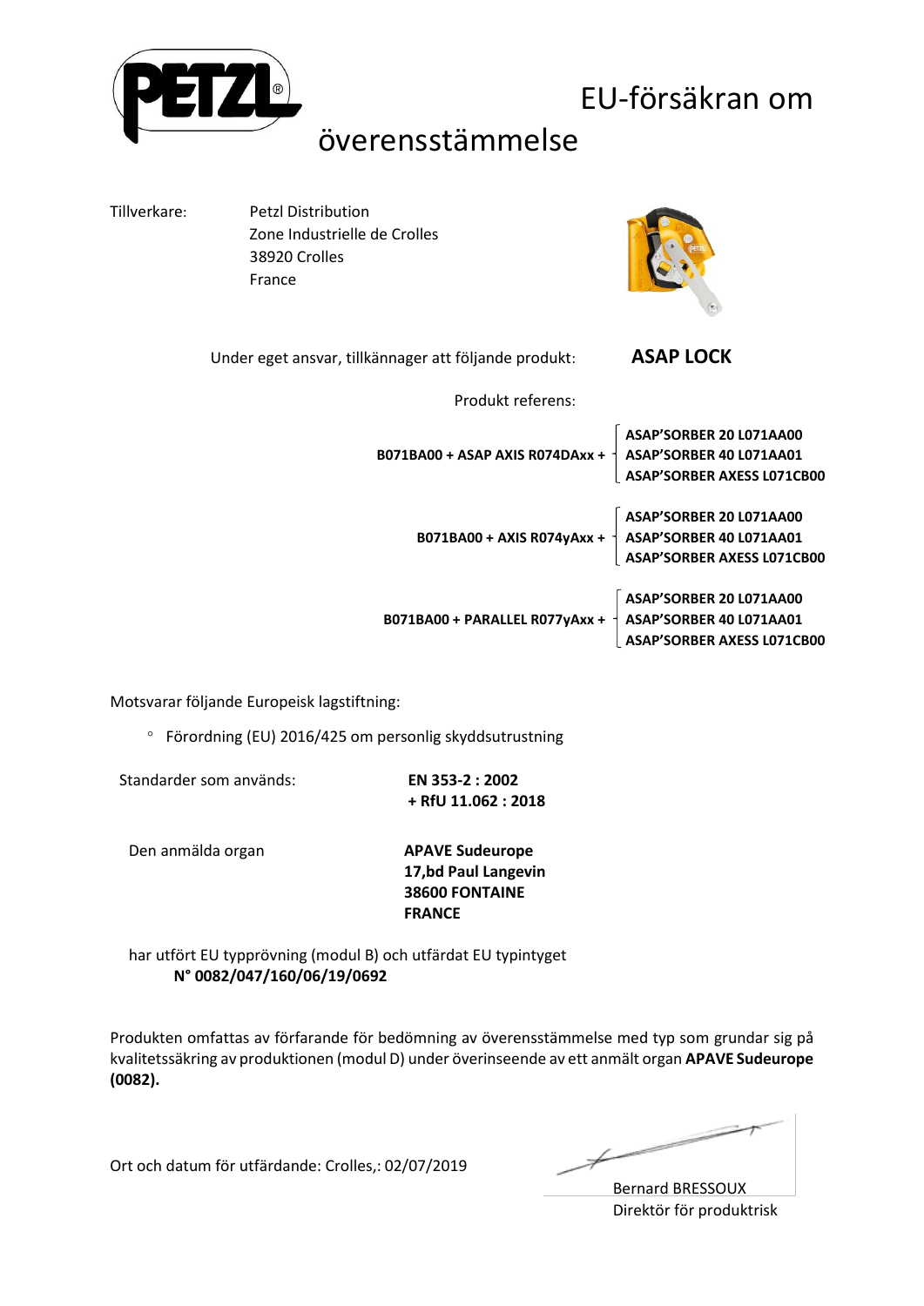# EU-försäkran om överensstämmelse

Tillverkare: Petzl Distribution
Zone Industrielle de Crolles
38920 Crolles
France

Under eget ansvar, tillkännager att följande produkt: **ASAP LOCK**

Produkt referens:

**B071BA00 + ASAP AXIS R074DAxx +**
- **ASAP'SORBER 20 L071AA00**
- **ASAP'SORBER 40 L071AA01**
- **ASAP'SORBER AXESS L071CB00**

**B071BA00 + AXIS R074yAxx +**
- **ASAP'SORBER 20 L071AA00**
- **ASAP'SORBER 40 L071AA01**
- **ASAP'SORBER AXESS L071CB00**

**B071BA00 + PARALLEL R077yAxx +**
- **ASAP'SORBER 20 L071AA00**
- **ASAP'SORBER 40 L071AA01**
- **ASAP'SORBER AXESS L071CB00**

Motsvarar följande Europeisk lagstiftning:

- Förordning (EU) 2016/425 om personlig skyddsutrustning

Standarder som används: **EN 353-2 : 2002**
**+ RfU 11.062 : 2018**

Den anmälda organ **APAVE Sudeurope**
**17,bd Paul Langevin**
**38600 FONTAINE**
**FRANCE**

har utfört EU typprövning (modul B) och utfärdat EU typintyget
**N° 0082/047/160/06/19/0692**

Produkten omfattas av förfarande för bedömning av överensstämmelse med typ som grundar sig på kvalitetssäkring av produktionen (modul D) under överinseende av ett anmält organ **APAVE Sudeurope (0082).**

Ort och datum för utfärdande: Crolles,: 02/07/2019

Bernard BRESSOUX
Direktör för produktrisk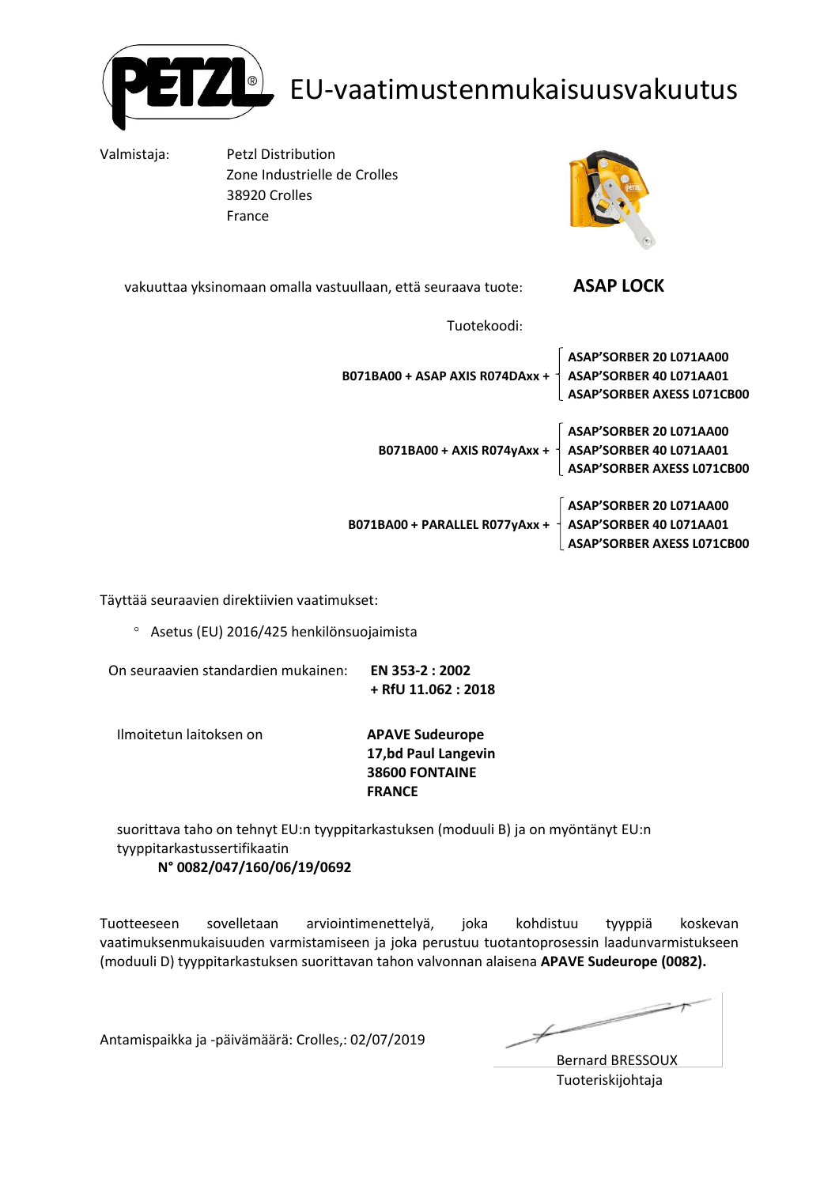# EU-vaatimustenmukaisuusvakuutus

Valmistaja: Petzl Distribution
Zone Industrielle de Crolles
38920 Crolles
France

vakuuttaa yksinomaan omalla vastuullaan, että seuraava tuote: **ASAP LOCK**

Tuotekoodi:

**B071BA00 + ASAP AXIS R074DAxx +**
- **ASAP'SORBER 20 L071AA00**
- **ASAP'SORBER 40 L071AA01**
- **ASAP'SORBER AXESS L071CB00**

**B071BA00 + AXIS R074yAxx +**
- **ASAP'SORBER 20 L071AA00**
- **ASAP'SORBER 40 L071AA01**
- **ASAP'SORBER AXESS L071CB00**

**B071BA00 + PARALLEL R077yAxx +**
- **ASAP'SORBER 20 L071AA00**
- **ASAP'SORBER 40 L071AA01**
- **ASAP'SORBER AXESS L071CB00**

Täyttää seuraavien direktiivien vaatimukset:

- Asetus (EU) 2016/425 henkilönsuojaimista

On seuraavien standardien mukainen: **EN 353-2 : 2002**
**+ RfU 11.062 : 2018**

Ilmoitetun laitoksen on **APAVE Sudeurope**
**17,bd Paul Langevin**
**38600 FONTAINE**
**FRANCE**

suorittava taho on tehnyt EU:n tyyppitarkastuksen (moduuli B) ja on myöntänyt EU:n tyyppitarkastussertifikaatin
**N° 0082/047/160/06/19/0692**

Tuotteeseen sovelletaan arviointimenettelyä, joka kohdistuu tyyppiä koskevan vaatimuksenmukaisuuden varmistamiseen ja joka perustuu tuotantoprosessin laadunvarmistukseen (moduuli D) tyyppitarkastuksen suorittavan tahon valvonnan alaisena **APAVE Sudeurope (0082).**

Antamispaikka ja -päivämäärä: Crolles,: 02/07/2019

Bernard BRESSOUX
Tuoteriskijohtaja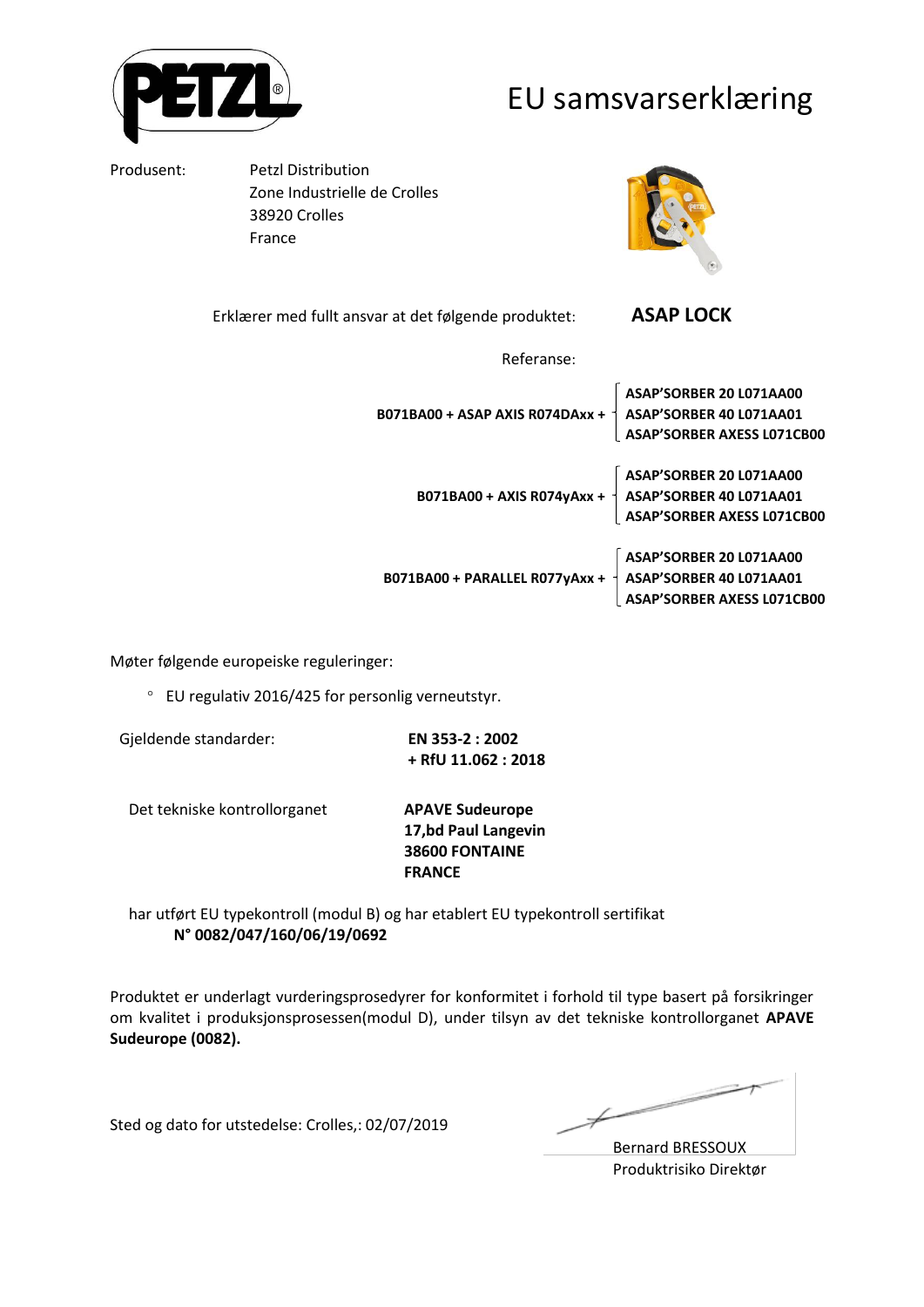# EU samsvarserklæring

Produsent: Petzl Distribution
Zone Industrielle de Crolles
38920 Crolles
France

Erklærer med fullt ansvar at det følgende produktet: **ASAP LOCK**

Referanse:

| | |
|---|---|
| **B071BA00 + ASAP AXIS R074DAxx +** | **ASAP'SORBER 20 L071AA00**<br>**ASAP'SORBER 40 L071AA01**<br>**ASAP'SORBER AXESS L071CB00** |
| **B071BA00 + AXIS R074yAxx +** | **ASAP'SORBER 20 L071AA00**<br>**ASAP'SORBER 40 L071AA01**<br>**ASAP'SORBER AXESS L071CB00** |
| **B071BA00 + PARALLEL R077yAxx +** | **ASAP'SORBER 20 L071AA00**<br>**ASAP'SORBER 40 L071AA01**<br>**ASAP'SORBER AXESS L071CB00** |

Møter følgende europeiske reguleringer:

- EU regulativ 2016/425 for personlig verneutstyr.

Gjeldende standarder: **EN 353-2 : 2002**
**+ RfU 11.062 : 2018**

Det tekniske kontrollorganet **APAVE Sudeurope**
**17,bd Paul Langevin**
**38600 FONTAINE**
**FRANCE**

har utført EU typekontroll (modul B) og har etablert EU typekontroll sertifikat
**N° 0082/047/160/06/19/0692**

Produktet er underlagt vurderingsprosedyrer for konformitet i forhold til type basert på forsikringer om kvalitet i produksjonsprosessen(modul D), under tilsyn av det tekniske kontrollorganet **APAVE Sudeurope (0082).**

Sted og dato for utstedelse: Crolles,: 02/07/2019

Bernard BRESSOUX
Produktrisiko Direktør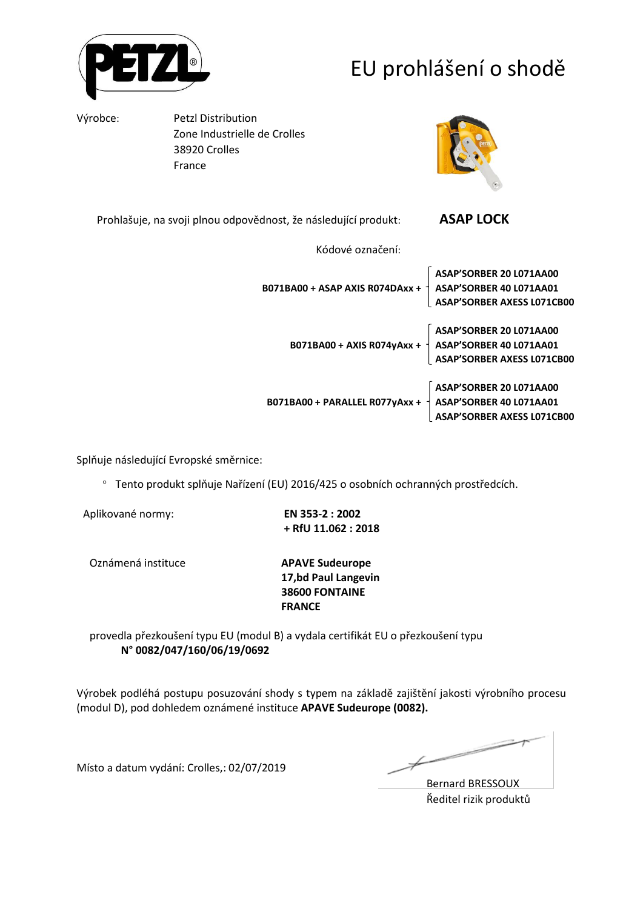# EU prohlášení o shodě

Výrobce: Petzl Distribution
Zone Industrielle de Crolles
38920 Crolles
France

Prohlašuje, na svoji plnou odpovědnost, že následující produkt: **ASAP LOCK**

Kódové označení:

| | |
|---|---|
| **B071BA00 + ASAP AXIS R074DAxx +** | **ASAP'SORBER 20 L071AA00**<br>**ASAP'SORBER 40 L071AA01**<br>**ASAP'SORBER AXESS L071CB00** |
| **B071BA00 + AXIS R074yAxx +** | **ASAP'SORBER 20 L071AA00**<br>**ASAP'SORBER 40 L071AA01**<br>**ASAP'SORBER AXESS L071CB00** |
| **B071BA00 + PARALLEL R077yAxx +** | **ASAP'SORBER 20 L071AA00**<br>**ASAP'SORBER 40 L071AA01**<br>**ASAP'SORBER AXESS L071CB00** |

Splňuje následující Evropské směrnice:

- Tento produkt splňuje Nařízení (EU) 2016/425 o osobních ochranných prostředcích.

Aplikované normy: **EN 353-2 : 2002**
**+ RfU 11.062 : 2018**

Oznámená instituce **APAVE Sudeurope**
**17,bd Paul Langevin**
**38600 FONTAINE**
**FRANCE**

provedla přezkoušení typu EU (modul B) a vydala certifikát EU o přezkoušení typu
**N° 0082/047/160/06/19/0692**

Výrobek podléhá postupu posuzování shody s typem na základě zajištění jakosti výrobního procesu (modul D), pod dohledem oznámené instituce **APAVE Sudeurope (0082).**

Místo a datum vydání: Crolles,: 02/07/2019

Bernard BRESSOUX
Ředitel rizik produktů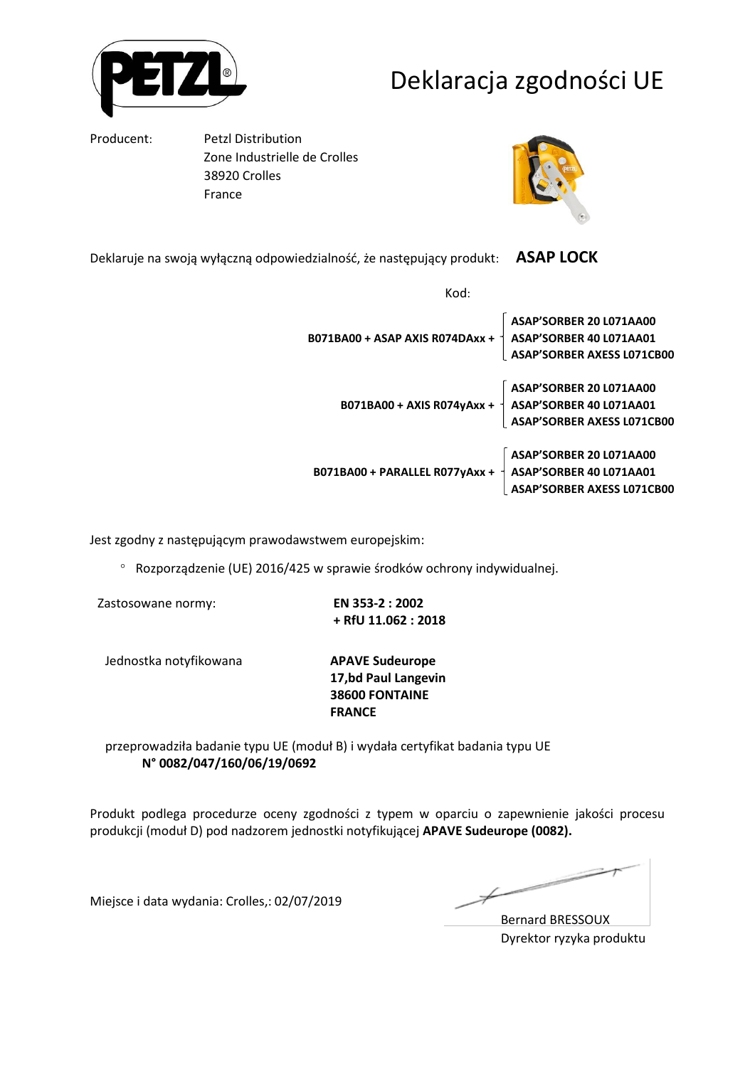# Deklaracja zgodności UE

Producent: Petzl Distribution
Zone Industrielle de Crolles
38920 Crolles
France

Deklaruje na swoją wyłączną odpowiedzialność, że następujący produkt: **ASAP LOCK**

Kod:

| | |
|---|---|
| **B071BA00 + ASAP AXIS R074DAxx +** | **ASAP'SORBER 20 L071AA00**<br>**ASAP'SORBER 40 L071AA01**<br>**ASAP'SORBER AXESS L071CB00** |
| **B071BA00 + AXIS R074yAxx +** | **ASAP'SORBER 20 L071AA00**<br>**ASAP'SORBER 40 L071AA01**<br>**ASAP'SORBER AXESS L071CB00** |
| **B071BA00 + PARALLEL R077yAxx +** | **ASAP'SORBER 20 L071AA00**<br>**ASAP'SORBER 40 L071AA01**<br>**ASAP'SORBER AXESS L071CB00** |

Jest zgodny z następującym prawodawstwem europejskim:

- Rozporządzenie (UE) 2016/425 w sprawie środków ochrony indywidualnej.

Zastosowane normy: **EN 353-2 : 2002**
**+ RfU 11.062 : 2018**

Jednostka notyfikowana **APAVE Sudeurope**
**17,bd Paul Langevin**
**38600 FONTAINE**
**FRANCE**

przeprowadziła badanie typu UE (moduł B) i wydała certyfikat badania typu UE
**N° 0082/047/160/06/19/0692**

Produkt podlega procedurze oceny zgodności z typem w oparciu o zapewnienie jakości procesu produkcji (moduł D) pod nadzorem jednostki notyfikującej **APAVE Sudeurope (0082).**

Miejsce i data wydania: Crolles,: 02/07/2019

Bernard BRESSOUX
Dyrektor ryzyka produktu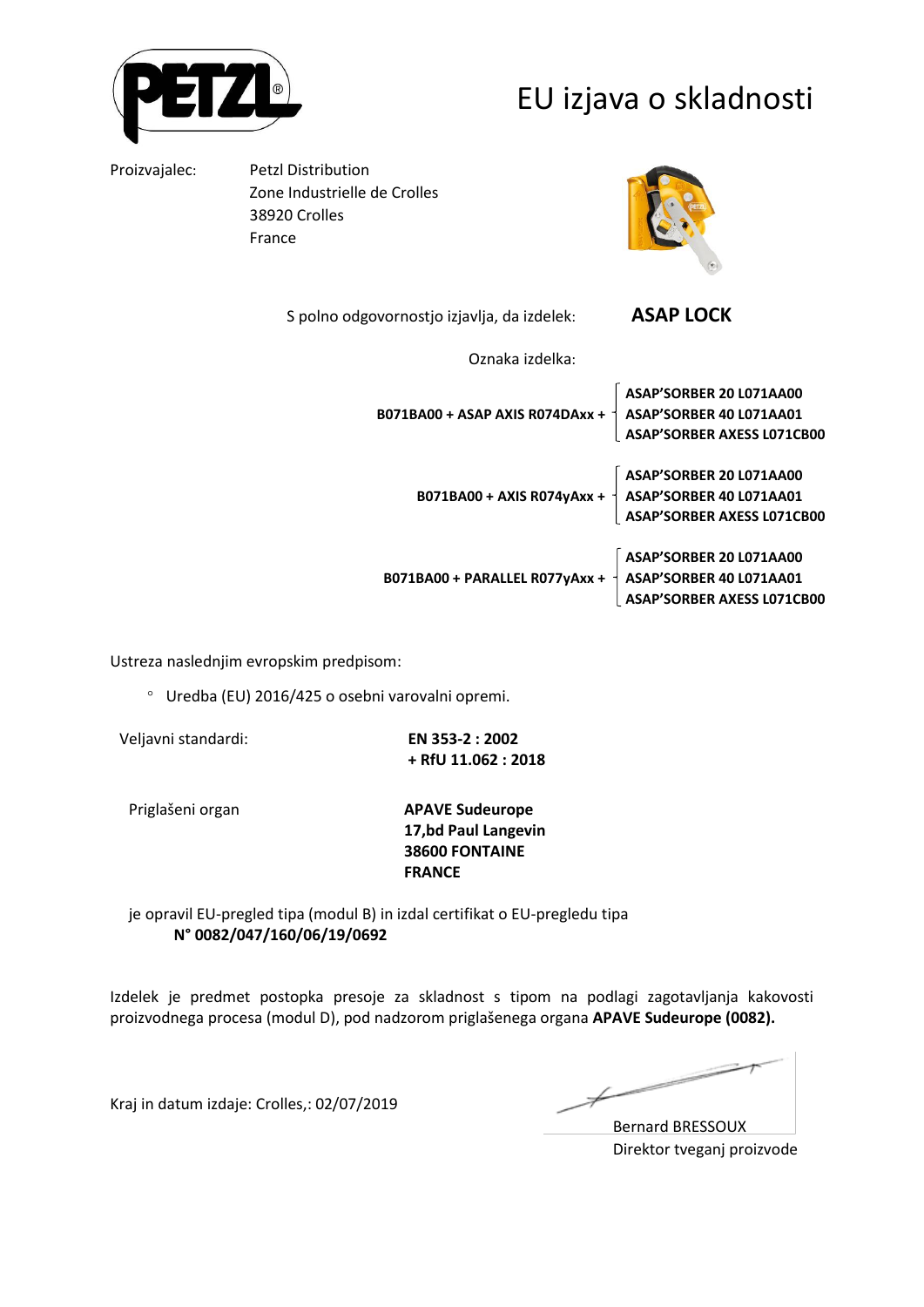# EU izjava o skladnosti

Proizvajalec: Petzl Distribution
Zone Industrielle de Crolles
38920 Crolles
France

S polno odgovornostjo izjavlja, da izdelek: **ASAP LOCK**

Oznaka izdelka:

**B071BA00 + ASAP AXIS R074DAxx +**
- **ASAP'SORBER 20 L071AA00**
- **ASAP'SORBER 40 L071AA01**
- **ASAP'SORBER AXESS L071CB00**

**B071BA00 + AXIS R074yAxx +**
- **ASAP'SORBER 20 L071AA00**
- **ASAP'SORBER 40 L071AA01**
- **ASAP'SORBER AXESS L071CB00**

**B071BA00 + PARALLEL R077yAxx +**
- **ASAP'SORBER 20 L071AA00**
- **ASAP'SORBER 40 L071AA01**
- **ASAP'SORBER AXESS L071CB00**

Ustreza naslednjim evropskim predpisom:

- Uredba (EU) 2016/425 o osebni varovalni opremi.

Veljavni standardi: **EN 353-2 : 2002**
**+ RfU 11.062 : 2018**

Priglašeni organ **APAVE Sudeurope**
**17,bd Paul Langevin**
**38600 FONTAINE**
**FRANCE**

je opravil EU-pregled tipa (modul B) in izdal certifikat o EU-pregledu tipa
**N° 0082/047/160/06/19/0692**

Izdelek je predmet postopka presoje za skladnost s tipom na podlagi zagotavljanja kakovosti proizvodnega procesa (modul D), pod nadzorom priglašenega organa **APAVE Sudeurope (0082).**

Kraj in datum izdaje: Crolles,: 02/07/2019

Bernard BRESSOUX
Direktor tveganj proizvode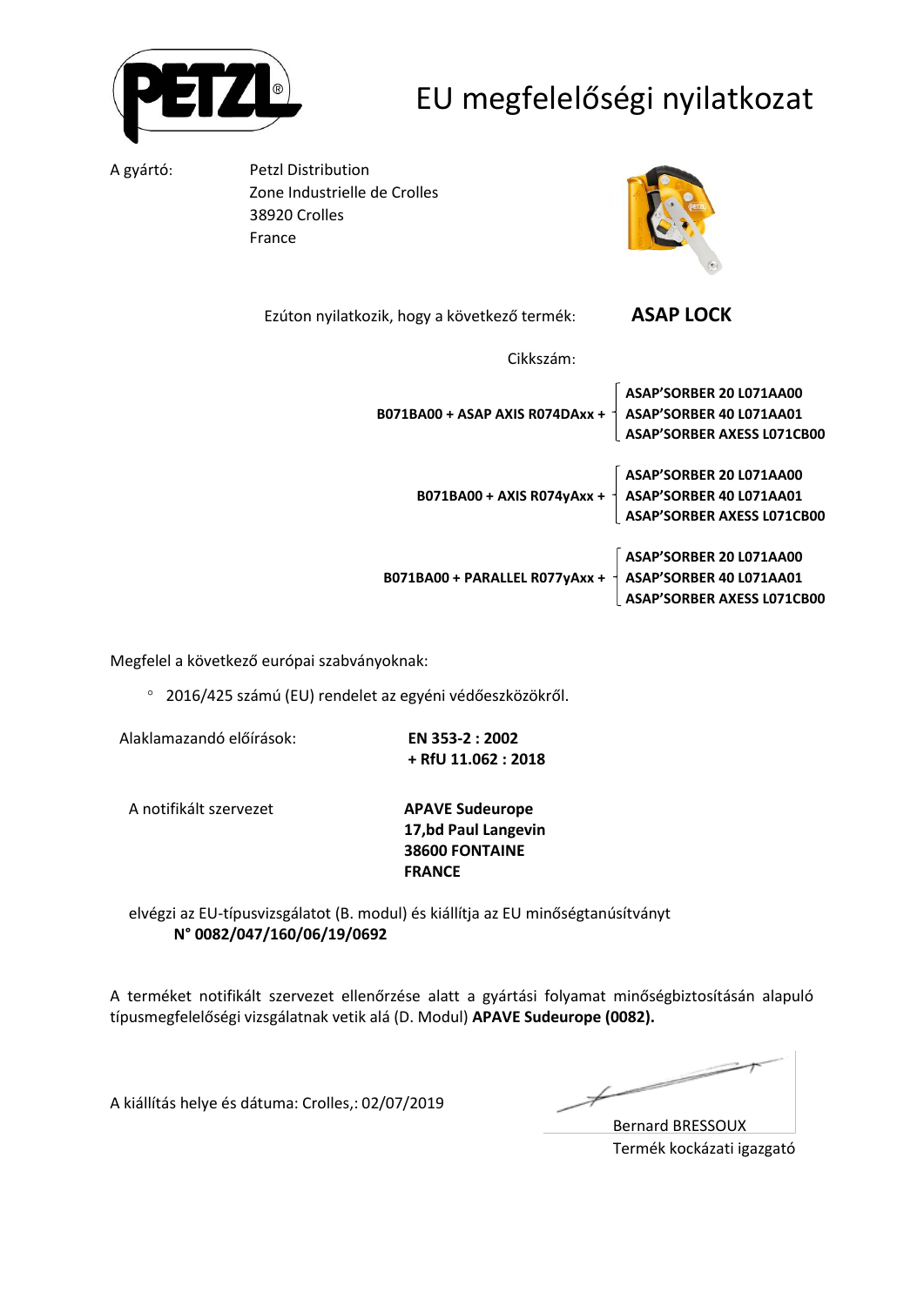# EU megfelelőségi nyilatkozat

A gyártó: Petzl Distribution
Zone Industrielle de Crolles
38920 Crolles
France

Ezúton nyilatkozik, hogy a következő termék: **ASAP LOCK**

Cikkszám:

**B071BA00 + ASAP AXIS R074DAxx +**
- **ASAP'SORBER 20 L071AA00**
- **ASAP'SORBER 40 L071AA01**
- **ASAP'SORBER AXESS L071CB00**

**B071BA00 + AXIS R074yAxx +**
- **ASAP'SORBER 20 L071AA00**
- **ASAP'SORBER 40 L071AA01**
- **ASAP'SORBER AXESS L071CB00**

**B071BA00 + PARALLEL R077yAxx +**
- **ASAP'SORBER 20 L071AA00**
- **ASAP'SORBER 40 L071AA01**
- **ASAP'SORBER AXESS L071CB00**

Megfelel a következő európai szabványoknak:

- 2016/425 számú (EU) rendelet az egyéni védőeszközökről.

Alaklamazandó előírások: **EN 353-2 : 2002**
**+ RfU 11.062 : 2018**

A notifikált szervezet **APAVE Sudeurope**
**17,bd Paul Langevin**
**38600 FONTAINE**
**FRANCE**

elvégzi az EU-típusvizsgálatot (B. modul) és kiállítja az EU minőségtanúsítványt
**N° 0082/047/160/06/19/0692**

A terméket notifikált szervezet ellenőrzése alatt a gyártási folyamat minőségbiztosításán alapuló típusmegfelelőségi vizsgálatnak vetik alá (D. Modul) **APAVE Sudeurope (0082).**

A kiállítás helye és dátuma: Crolles,: 02/07/2019

Bernard BRESSOUX
Termék kockázati igazgató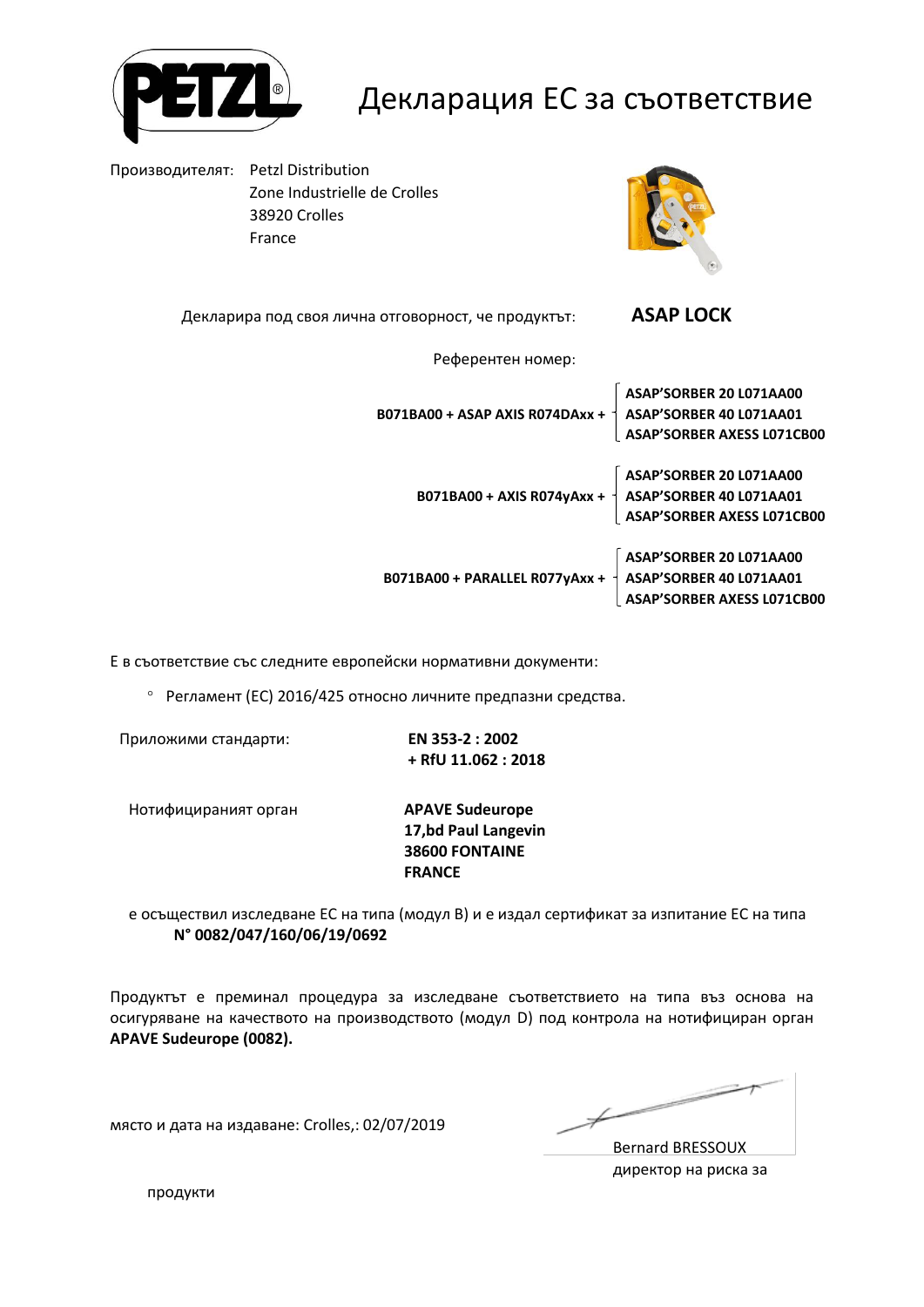# Декларация ЕС за съответствие

Производителят: Petzl Distribution
Zone Industrielle de Crolles
38920 Crolles
France

Декларира под своя лична отговорност, че продуктът: **ASAP LOCK**

Референтен номер:

**B071BA00 + ASAP AXIS R074DAxx +**
- **ASAP'SORBER 20 L071AA00**
- **ASAP'SORBER 40 L071AA01**
- **ASAP'SORBER AXESS L071CB00**

**B071BA00 + AXIS R074yAxx +**
- **ASAP'SORBER 20 L071AA00**
- **ASAP'SORBER 40 L071AA01**
- **ASAP'SORBER AXESS L071CB00**

**B071BA00 + PARALLEL R077yAxx +**
- **ASAP'SORBER 20 L071AA00**
- **ASAP'SORBER 40 L071AA01**
- **ASAP'SORBER AXESS L071CB00**

Е в съответствие със следните европейски нормативни документи:

- Регламент (ЕС) 2016/425 относно личните предпазни средства.

Приложими стандарти: **EN 353-2 : 2002**
**+ RfU 11.062 : 2018**

Нотифицираният орган **APAVE Sudeurope**
**17,bd Paul Langevin**
**38600 FONTAINE**
**FRANCE**

е осъществил изследване ЕС на типа (модул B) и е издал сертификат за изпитание ЕС на типа
**N° 0082/047/160/06/19/0692**

Продуктът е преминал процедура за изследване съответствието на типа въз основа на осигуряване на качеството на производството (модул D) под контрола на нотифициран орган **APAVE Sudeurope (0082).**

място и дата на издаване: Crolles,: 02/07/2019

Bernard BRESSOUX
директор на риска за продукти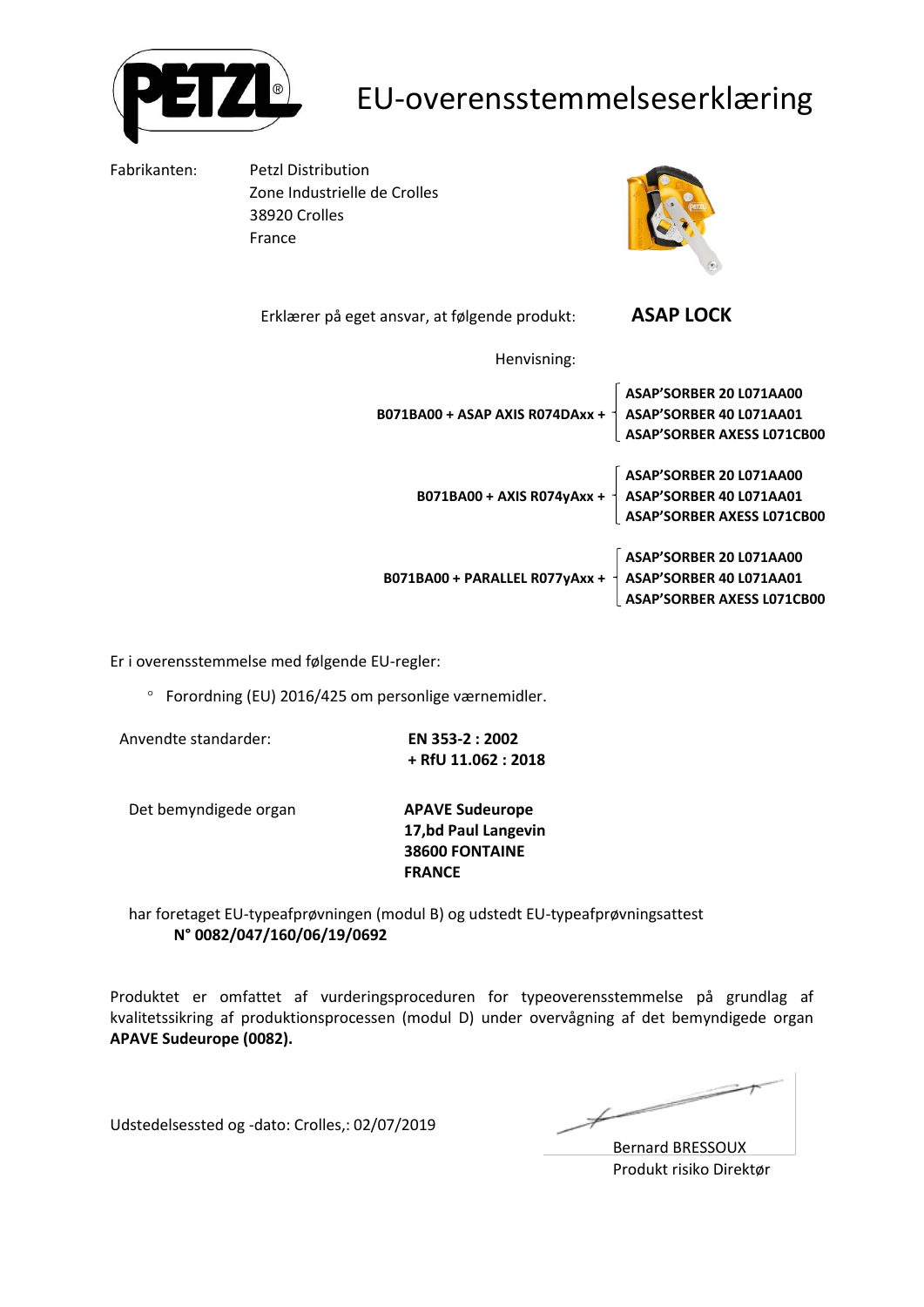# EU-overensstemmelseserklæring

Fabrikanten: Petzl Distribution
Zone Industrielle de Crolles
38920 Crolles
France

Erklærer på eget ansvar, at følgende produkt: **ASAP LOCK**

Henvisning:

**B071BA00 + ASAP AXIS R074DAxx +**
- **ASAP'SORBER 20 L071AA00**
- **ASAP'SORBER 40 L071AA01**
- **ASAP'SORBER AXESS L071CB00**

**B071BA00 + AXIS R074yAxx +**
- **ASAP'SORBER 20 L071AA00**
- **ASAP'SORBER 40 L071AA01**
- **ASAP'SORBER AXESS L071CB00**

**B071BA00 + PARALLEL R077yAxx +**
- **ASAP'SORBER 20 L071AA00**
- **ASAP'SORBER 40 L071AA01**
- **ASAP'SORBER AXESS L071CB00**

Er i overensstemmelse med følgende EU-regler:

- Forordning (EU) 2016/425 om personlige værnemidler.

Anvendte standarder: **EN 353-2 : 2002**
**+ RfU 11.062 : 2018**

Det bemyndigede organ **APAVE Sudeurope**
**17,bd Paul Langevin**
**38600 FONTAINE**
**FRANCE**

har foretaget EU-typeafprøvningen (modul B) og udstedt EU-typeafprøvningsattest
**N° 0082/047/160/06/19/0692**

Produktet er omfattet af vurderingsproceduren for typeoverensstemmelse på grundlag af kvalitetssikring af produktionsprocessen (modul D) under overvågning af det bemyndigede organ **APAVE Sudeurope (0082).**

Udstedelsessted og -dato: Crolles,: 02/07/2019

Bernard BRESSOUX
Produkt risiko Direktør